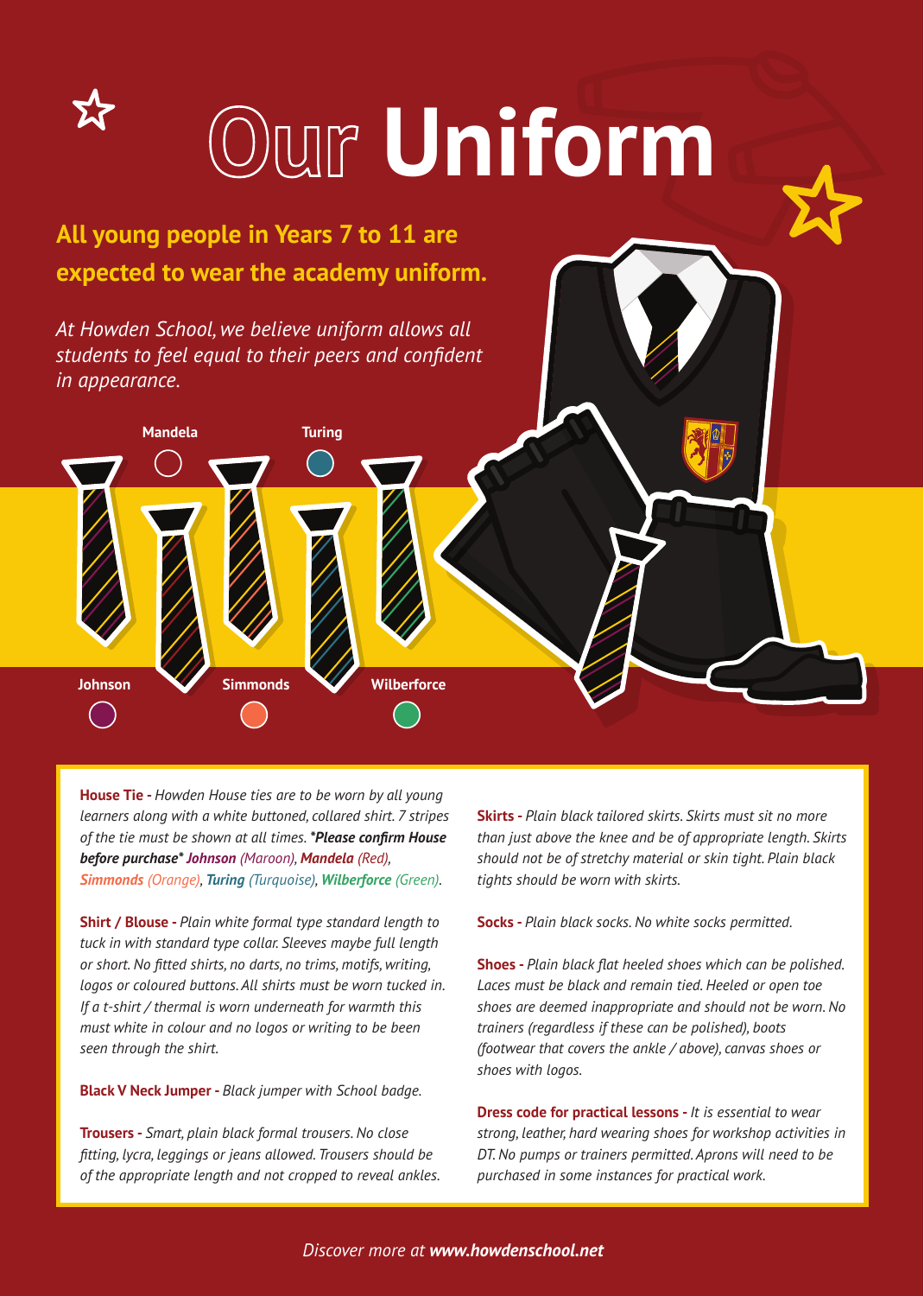# Our Uniform

**All young people in Years 7 to 11 are expected to wear the academy uniform.**

*At Howden School, we believe uniform allows all students to feel equal to their peers and confident in appearance.*

Mandela

Turing

Johnson

Simmonds

Wilberforce

**House Tie -** *Howden House ties are to be worn by all young learners along with a white buttoned, collared shirt. 7 stripes of the tie must be shown at all times.* ***Please confirm House before purchase** ***Johnson** (Maroon), **Mandela** (Red), **Simmonds** (Orange), **Turing** (Turquoise), **Wilberforce** (Green).*

**Shirt / Blouse -** *Plain white formal type standard length to tuck in with standard type collar. Sleeves maybe full length or short. No fitted shirts, no darts, no trims, motifs, writing, logos or coloured buttons. All shirts must be worn tucked in. If a t-shirt / thermal is worn underneath for warmth this must white in colour and no logos or writing to be been seen through the shirt.*

**Black V Neck Jumper -** *Black jumper with School badge.*

**Trousers -** *Smart, plain black formal trousers. No close fitting, lycra, leggings or jeans allowed. Trousers should be of the appropriate length and not cropped to reveal ankles.*

**Skirts -** *Plain black tailored skirts. Skirts must sit no more than just above the knee and be of appropriate length. Skirts should not be of stretchy material or skin tight. Plain black tights should be worn with skirts.*

**Socks -** *Plain black socks. No white socks permitted.*

**Shoes -** *Plain black flat heeled shoes which can be polished. Laces must be black and remain tied. Heeled or open toe shoes are deemed inappropriate and should not be worn. No trainers (regardless if these can be polished), boots (footwear that covers the ankle / above), canvas shoes or shoes with logos.*

**Dress code for practical lessons -** *It is essential to wear strong, leather, hard wearing shoes for workshop activities in DT. No pumps or trainers permitted. Aprons will need to be purchased in some instances for practical work.*

*Discover more at* ***www.howdenschool.net***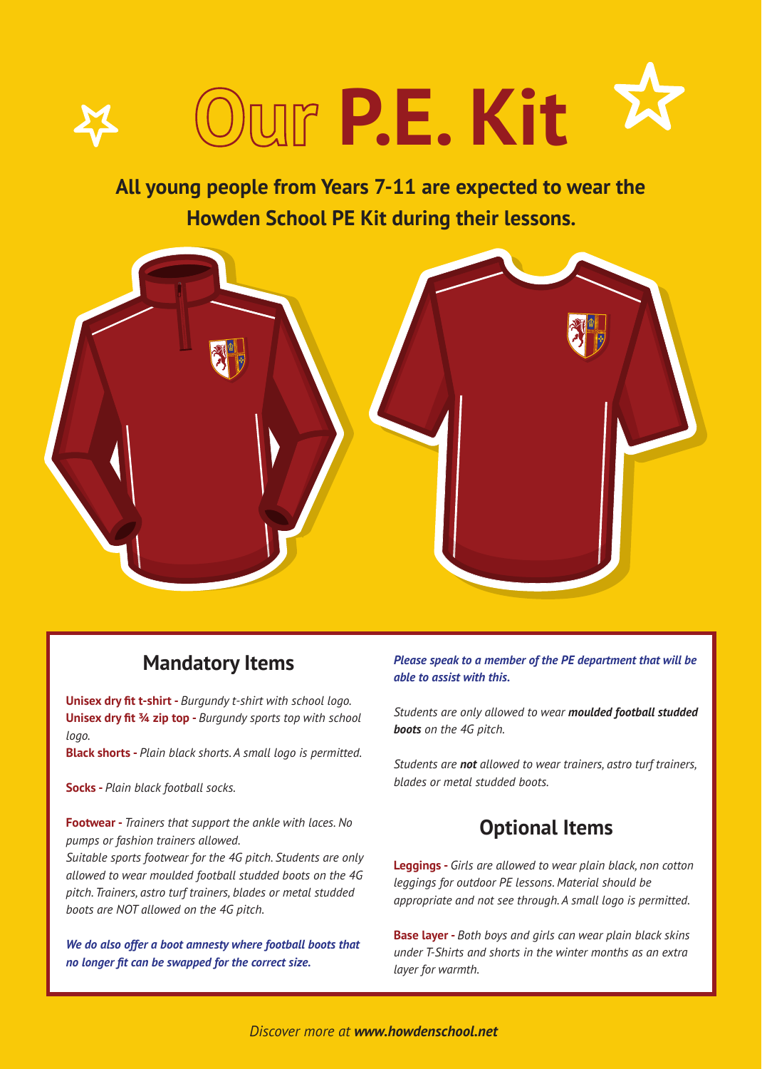# Our **P.E. Kit**

**All young people from Years 7-11 are expected to wear the Howden School PE Kit during their lessons.**

## Mandatory Items

**Unisex dry fit t-shirt -** *Burgundy t-shirt with school logo.*
**Unisex dry fit ¾ zip top -** *Burgundy sports top with school logo.*
**Black shorts -** *Plain black shorts. A small logo is permitted.*

**Socks -** *Plain black football socks.*

**Footwear -** *Trainers that support the ankle with laces. No pumps or fashion trainers allowed.*
*Suitable sports footwear for the 4G pitch. Students are only allowed to wear moulded football studded boots on the 4G pitch. Trainers, astro turf trainers, blades or metal studded boots are NOT allowed on the 4G pitch.*

***We do also offer a boot amnesty where football boots that no longer fit can be swapped for the correct size.***

***Please speak to a member of the PE department that will be able to assist with this.***

*Students are only allowed to wear **moulded football studded boots** on the 4G pitch.*

*Students are **not** allowed to wear trainers, astro turf trainers, blades or metal studded boots.*

## Optional Items

**Leggings -** *Girls are allowed to wear plain black, non cotton leggings for outdoor PE lessons. Material should be appropriate and not see through. A small logo is permitted.*

**Base layer -** *Both boys and girls can wear plain black skins under T-Shirts and shorts in the winter months as an extra layer for warmth.*

*Discover more at **www.howdenschool.net***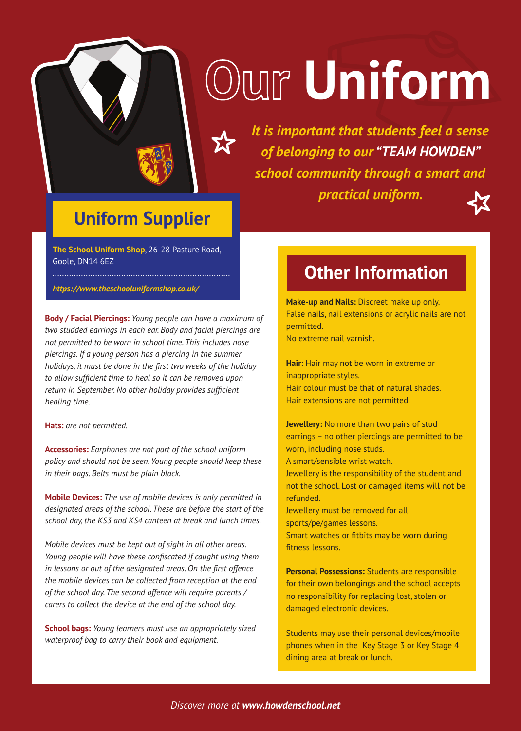# Our Uniform

*It is important that students feel a sense of belonging to our **"TEAM HOWDEN"** school community through a smart and practical uniform.*

## Uniform Supplier

**The School Uniform Shop**, 26-28 Pasture Road, Goole, DN14 6EZ

*https://www.theschooluniformshop.co.uk/*

**Body / Facial Piercings:** *Young people can have a maximum of two studded earrings in each ear. Body and facial piercings are not permitted to be worn in school time. This includes nose piercings. If a young person has a piercing in the summer holidays, it must be done in the first two weeks of the holiday to allow sufficient time to heal so it can be removed upon return in September. No other holiday provides sufficient healing time.*

**Hats:** *are not permitted.*

**Accessories:** *Earphones are not part of the school uniform policy and should not be seen. Young people should keep these in their bags. Belts must be plain black.*

**Mobile Devices:** *The use of mobile devices is only permitted in designated areas of the school. These are before the start of the school day, the KS3 and KS4 canteen at break and lunch times.*

*Mobile devices must be kept out of sight in all other areas. Young people will have these confiscated if caught using them in lessons or out of the designated areas. On the first offence the mobile devices can be collected from reception at the end of the school day. The second offence will require parents / carers to collect the device at the end of the school day.*

**School bags:** *Young learners must use an appropriately sized waterproof bag to carry their book and equipment.*

## Other Information

**Make-up and Nails:** Discreet make up only.
False nails, nail extensions or acrylic nails are not permitted.
No extreme nail varnish.

**Hair:** Hair may not be worn in extreme or inappropriate styles.
Hair colour must be that of natural shades.
Hair extensions are not permitted.

**Jewellery:** No more than two pairs of stud earrings – no other piercings are permitted to be worn, including nose studs.
A smart/sensible wrist watch.
Jewellery is the responsibility of the student and not the school. Lost or damaged items will not be refunded.
Jewellery must be removed for all sports/pe/games lessons.
Smart watches or fitbits may be worn during fitness lessons.

**Personal Possessions:** Students are responsible for their own belongings and the school accepts no responsibility for replacing lost, stolen or damaged electronic devices.

Students may use their personal devices/mobile phones when in the Key Stage 3 or Key Stage 4 dining area at break or lunch.

*Discover more at **www.howdenschool.net***